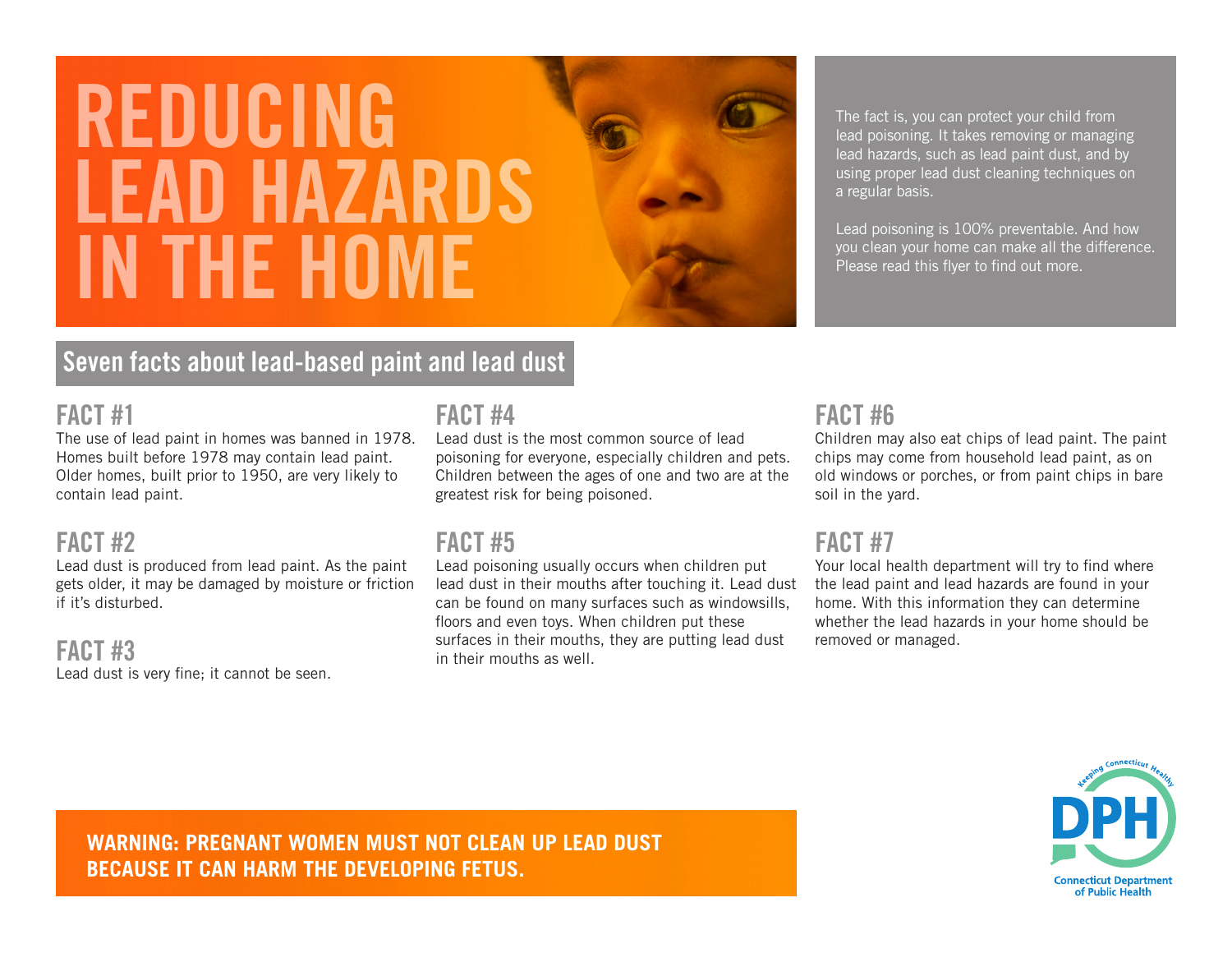# REDUCING LEAD HAZARDS IN THE HOME

The fact is, you can protect your child from lead poisoning. It takes removing or managing lead hazards, such as lead paint dust, and by using proper lead dust cleaning techniques on a regular basis.

Lead poisoning is 100% preventable. And how you clean your home can make all the difference. Please read this flyer to find out more.

## Seven facts about lead-based paint and lead dust

### FACT #1

The use of lead paint in homes was banned in 1978. Homes built before 1978 may contain lead paint. Older homes, built prior to 1950, are very likely to contain lead paint.

### FACT #2

Lead dust is produced from lead paint. As the paint gets older, it may be damaged by moisture or friction if it's disturbed.

### FACT #3

Lead dust is very fine; it cannot be seen.

### FACT #4

Lead dust is the most common source of lead poisoning for everyone, especially children and pets. Children between the ages of one and two are at the greatest risk for being poisoned.

### FACT #5

Lead poisoning usually occurs when children put lead dust in their mouths after touching it. Lead dust can be found on many surfaces such as windowsills, floors and even toys. When children put these surfaces in their mouths, they are putting lead dust in their mouths as well.

### FACT #6

Children may also eat chips of lead paint. The paint chips may come from household lead paint, as on old windows or porches, or from paint chips in bare soil in the yard.

### FACT #7

Your local health department will try to find where the lead paint and lead hazards are found in your home. With this information they can determine whether the lead hazards in your home should be removed or managed.

**WARNING: PREGNANT WOMEN MUST NOT CLEAN UP LEAD DUST BECAUSE IT CAN HARM THE DEVELOPING FETUS.**

Keeping Connecticut Healthy

DPH

Connecticut Department of Public Health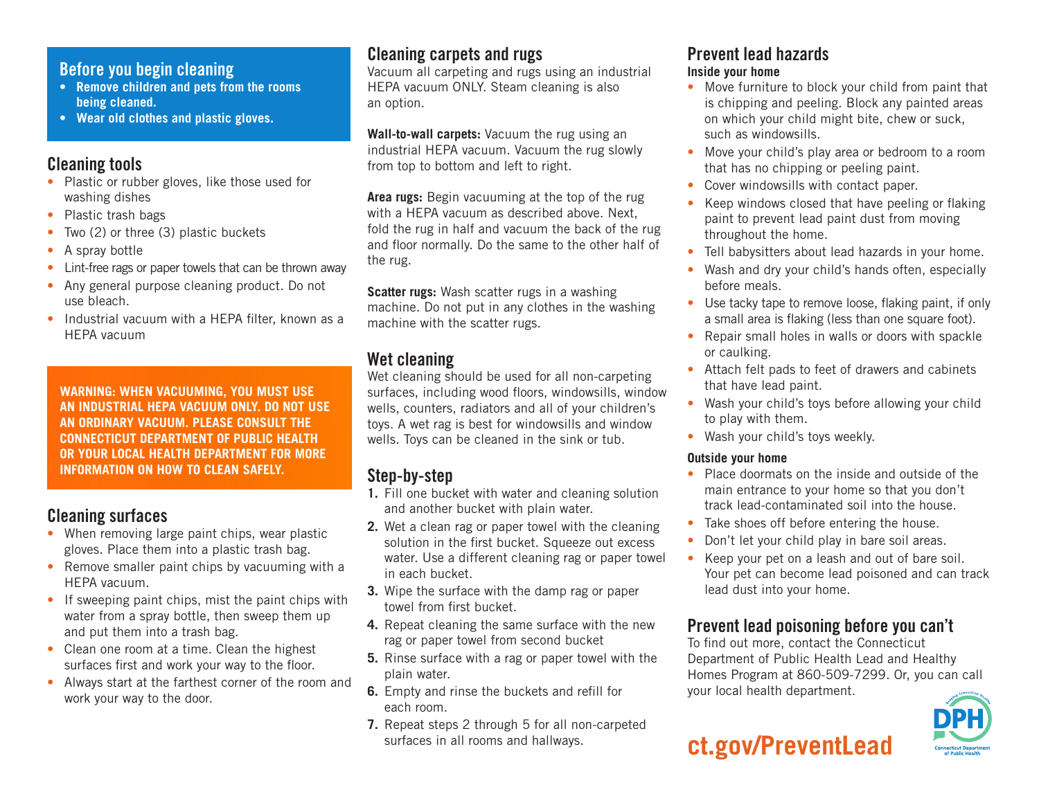## Before you begin cleaning

- **Remove children and pets from the rooms being cleaned.**
- **Wear old clothes and plastic gloves.**

## Cleaning tools

- Plastic or rubber gloves, like those used for washing dishes
- Plastic trash bags
- Two (2) or three (3) plastic buckets
- A spray bottle
- Lint-free rags or paper towels that can be thrown away
- Any general purpose cleaning product. Do not use bleach.
- Industrial vacuum with a HEPA filter, known as a HEPA vacuum

**WARNING: WHEN VACUUMING, YOU MUST USE AN INDUSTRIAL HEPA VACUUM ONLY. DO NOT USE AN ORDINARY VACUUM. PLEASE CONSULT THE CONNECTICUT DEPARTMENT OF PUBLIC HEALTH OR YOUR LOCAL HEALTH DEPARTMENT FOR MORE INFORMATION ON HOW TO CLEAN SAFELY.**

## Cleaning surfaces

- When removing large paint chips, wear plastic gloves. Place them into a plastic trash bag.
- Remove smaller paint chips by vacuuming with a HEPA vacuum.
- If sweeping paint chips, mist the paint chips with water from a spray bottle, then sweep them up and put them into a trash bag.
- Clean one room at a time. Clean the highest surfaces first and work your way to the floor.
- Always start at the farthest corner of the room and work your way to the door.

## Cleaning carpets and rugs

Vacuum all carpeting and rugs using an industrial HEPA vacuum ONLY. Steam cleaning is also an option.

**Wall-to-wall carpets:** Vacuum the rug using an industrial HEPA vacuum. Vacuum the rug slowly from top to bottom and left to right.

**Area rugs:** Begin vacuuming at the top of the rug with a HEPA vacuum as described above. Next, fold the rug in half and vacuum the back of the rug and floor normally. Do the same to the other half of the rug.

**Scatter rugs:** Wash scatter rugs in a washing machine. Do not put in any clothes in the washing machine with the scatter rugs.

## Wet cleaning

Wet cleaning should be used for all non-carpeting surfaces, including wood floors, windowsills, window wells, counters, radiators and all of your children's toys. A wet rag is best for windowsills and window wells. Toys can be cleaned in the sink or tub.

## Step-by-step

1. Fill one bucket with water and cleaning solution and another bucket with plain water.
2. Wet a clean rag or paper towel with the cleaning solution in the first bucket. Squeeze out excess water. Use a different cleaning rag or paper towel in each bucket.
3. Wipe the surface with the damp rag or paper towel from first bucket.
4. Repeat cleaning the same surface with the new rag or paper towel from second bucket
5. Rinse surface with a rag or paper towel with the plain water.
6. Empty and rinse the buckets and refill for each room.
7. Repeat steps 2 through 5 for all non-carpeted surfaces in all rooms and hallways.

## Prevent lead hazards

### Inside your home

- Move furniture to block your child from paint that is chipping and peeling. Block any painted areas on which your child might bite, chew or suck, such as windowsills.
- Move your child's play area or bedroom to a room that has no chipping or peeling paint.
- Cover windowsills with contact paper.
- Keep windows closed that have peeling or flaking paint to prevent lead paint dust from moving throughout the home.
- Tell babysitters about lead hazards in your home.
- Wash and dry your child's hands often, especially before meals.
- Use tacky tape to remove loose, flaking paint, if only a small area is flaking (less than one square foot).
- Repair small holes in walls or doors with spackle or caulking.
- Attach felt pads to feet of drawers and cabinets that have lead paint.
- Wash your child's toys before allowing your child to play with them.
- Wash your child's toys weekly.

### Outside your home

- Place doormats on the inside and outside of the main entrance to your home so that you don't track lead-contaminated soil into the house.
- Take shoes off before entering the house.
- Don't let your child play in bare soil areas.
- Keep your pet on a leash and out of bare soil. Your pet can become lead poisoned and can track lead dust into your home.

## Prevent lead poisoning before you can't

To find out more, contact the Connecticut Department of Public Health Lead and Healthy Homes Program at 860-509-7299. Or, you can call your local health department.

**ct.gov/PreventLead**

DPH
Connecticut Department of Public Health